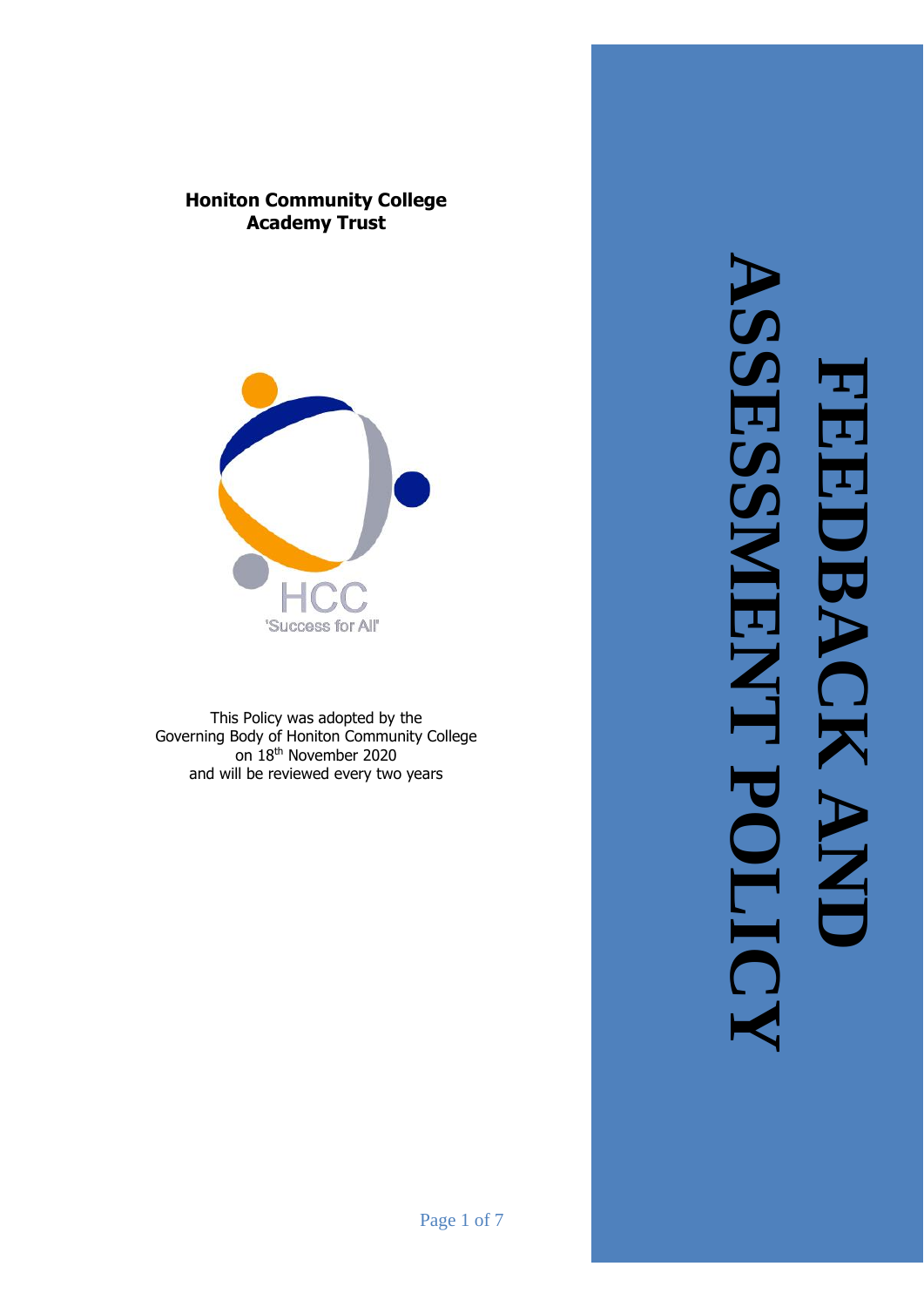# FEEDBACK AND ASSESSMENT POLICY

**Honiton Community College Academy Trust**

HCC
'Success for All'

This Policy was adopted by the Governing Body of Honiton Community College on 18th November 2020 and will be reviewed every two years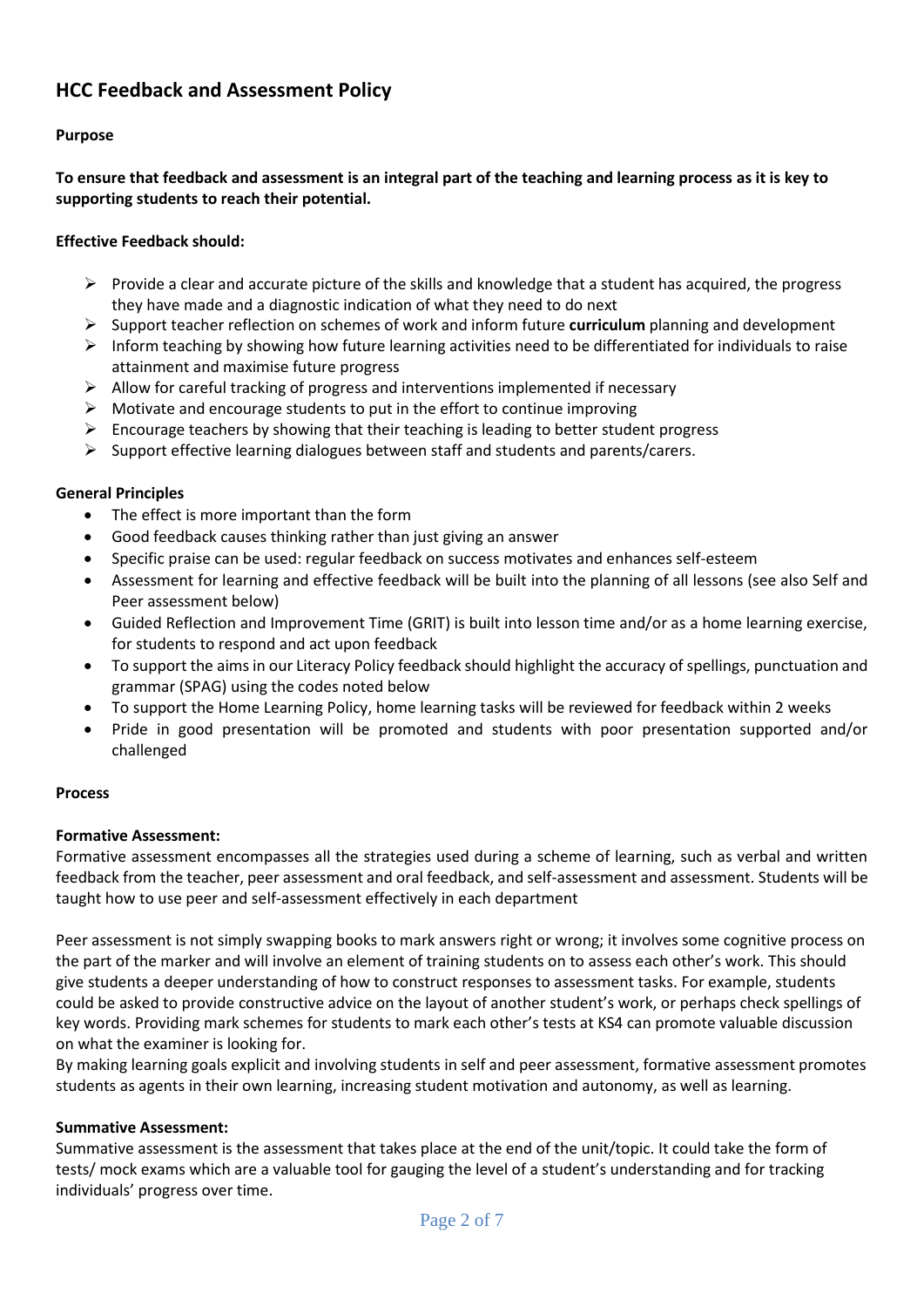# HCC Feedback and Assessment Policy

**Purpose**

**To ensure that feedback and assessment is an integral part of the teaching and learning process as it is key to supporting students to reach their potential.**

**Effective Feedback should:**

- Provide a clear and accurate picture of the skills and knowledge that a student has acquired, the progress they have made and a diagnostic indication of what they need to do next
- Support teacher reflection on schemes of work and inform future **curriculum** planning and development
- Inform teaching by showing how future learning activities need to be differentiated for individuals to raise attainment and maximise future progress
- Allow for careful tracking of progress and interventions implemented if necessary
- Motivate and encourage students to put in the effort to continue improving
- Encourage teachers by showing that their teaching is leading to better student progress
- Support effective learning dialogues between staff and students and parents/carers.

**General Principles**

- The effect is more important than the form
- Good feedback causes thinking rather than just giving an answer
- Specific praise can be used: regular feedback on success motivates and enhances self-esteem
- Assessment for learning and effective feedback will be built into the planning of all lessons (see also Self and Peer assessment below)
- Guided Reflection and Improvement Time (GRIT) is built into lesson time and/or as a home learning exercise, for students to respond and act upon feedback
- To support the aims in our Literacy Policy feedback should highlight the accuracy of spellings, punctuation and grammar (SPAG) using the codes noted below
- To support the Home Learning Policy, home learning tasks will be reviewed for feedback within 2 weeks
- Pride in good presentation will be promoted and students with poor presentation supported and/or challenged

**Process**

**Formative Assessment:**

Formative assessment encompasses all the strategies used during a scheme of learning, such as verbal and written feedback from the teacher, peer assessment and oral feedback, and self-assessment and assessment. Students will be taught how to use peer and self-assessment effectively in each department

Peer assessment is not simply swapping books to mark answers right or wrong; it involves some cognitive process on the part of the marker and will involve an element of training students on to assess each other's work. This should give students a deeper understanding of how to construct responses to assessment tasks. For example, students could be asked to provide constructive advice on the layout of another student's work, or perhaps check spellings of key words. Providing mark schemes for students to mark each other's tests at KS4 can promote valuable discussion on what the examiner is looking for.

By making learning goals explicit and involving students in self and peer assessment, formative assessment promotes students as agents in their own learning, increasing student motivation and autonomy, as well as learning.

**Summative Assessment:**

Summative assessment is the assessment that takes place at the end of the unit/topic. It could take the form of tests/ mock exams which are a valuable tool for gauging the level of a student's understanding and for tracking individuals' progress over time.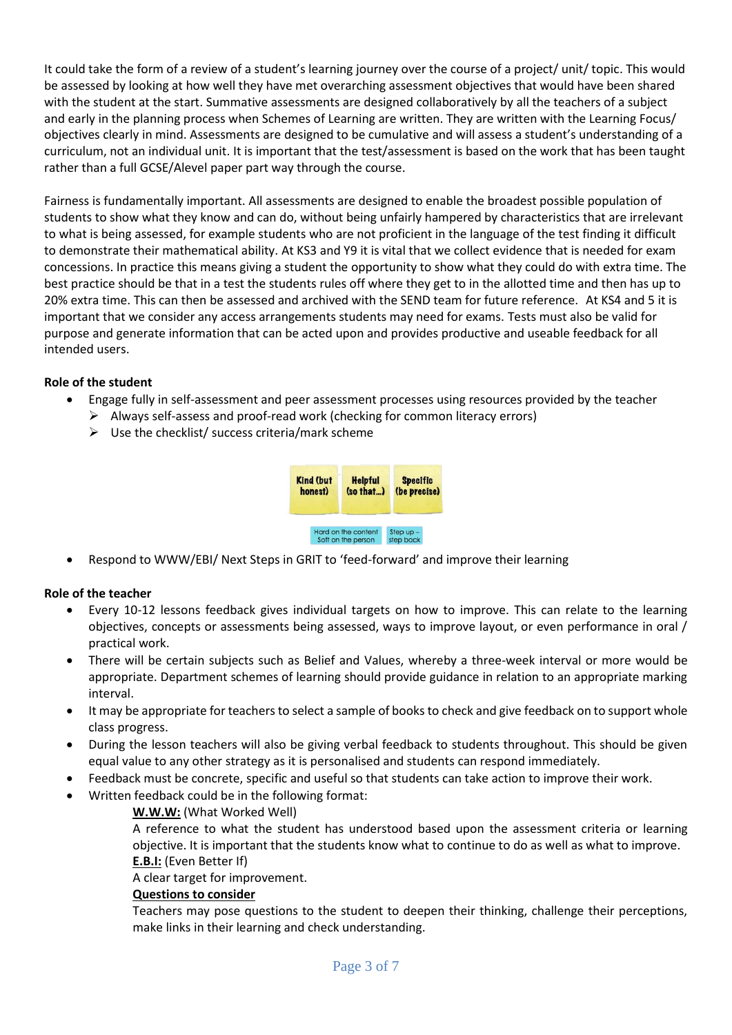It could take the form of a review of a student's learning journey over the course of a project/ unit/ topic. This would be assessed by looking at how well they have met overarching assessment objectives that would have been shared with the student at the start. Summative assessments are designed collaboratively by all the teachers of a subject and early in the planning process when Schemes of Learning are written. They are written with the Learning Focus/ objectives clearly in mind. Assessments are designed to be cumulative and will assess a student's understanding of a curriculum, not an individual unit. It is important that the test/assessment is based on the work that has been taught rather than a full GCSE/Alevel paper part way through the course.

Fairness is fundamentally important. All assessments are designed to enable the broadest possible population of students to show what they know and can do, without being unfairly hampered by characteristics that are irrelevant to what is being assessed, for example students who are not proficient in the language of the test finding it difficult to demonstrate their mathematical ability. At KS3 and Y9 it is vital that we collect evidence that is needed for exam concessions. In practice this means giving a student the opportunity to show what they could do with extra time. The best practice should be that in a test the students rules off where they get to in the allotted time and then has up to 20% extra time. This can then be assessed and archived with the SEND team for future reference. At KS4 and 5 it is important that we consider any access arrangements students may need for exams. Tests must also be valid for purpose and generate information that can be acted upon and provides productive and useable feedback for all intended users.

**Role of the student**

- Engage fully in self-assessment and peer assessment processes using resources provided by the teacher
  - Always self-assess and proof-read work (checking for common literacy errors)
  - Use the checklist/ success criteria/mark scheme

Kind (but honest) | Helpful (so that...) | Specific (be precise)

Hard on the content Soft on the person | Step up – step back

- Respond to WWW/EBI/ Next Steps in GRIT to 'feed-forward' and improve their learning

**Role of the teacher**

- Every 10-12 lessons feedback gives individual targets on how to improve. This can relate to the learning objectives, concepts or assessments being assessed, ways to improve layout, or even performance in oral / practical work.
- There will be certain subjects such as Belief and Values, whereby a three-week interval or more would be appropriate. Department schemes of learning should provide guidance in relation to an appropriate marking interval.
- It may be appropriate for teachers to select a sample of books to check and give feedback on to support whole class progress.
- During the lesson teachers will also be giving verbal feedback to students throughout. This should be given equal value to any other strategy as it is personalised and students can respond immediately.
- Feedback must be concrete, specific and useful so that students can take action to improve their work.
- Written feedback could be in the following format:

  **W.W.W:** (What Worked Well)
  A reference to what the student has understood based upon the assessment criteria or learning objective. It is important that the students know what to continue to do as well as what to improve.

  **E.B.I:** (Even Better If)
  A clear target for improvement.

  **Questions to consider**
  Teachers may pose questions to the student to deepen their thinking, challenge their perceptions, make links in their learning and check understanding.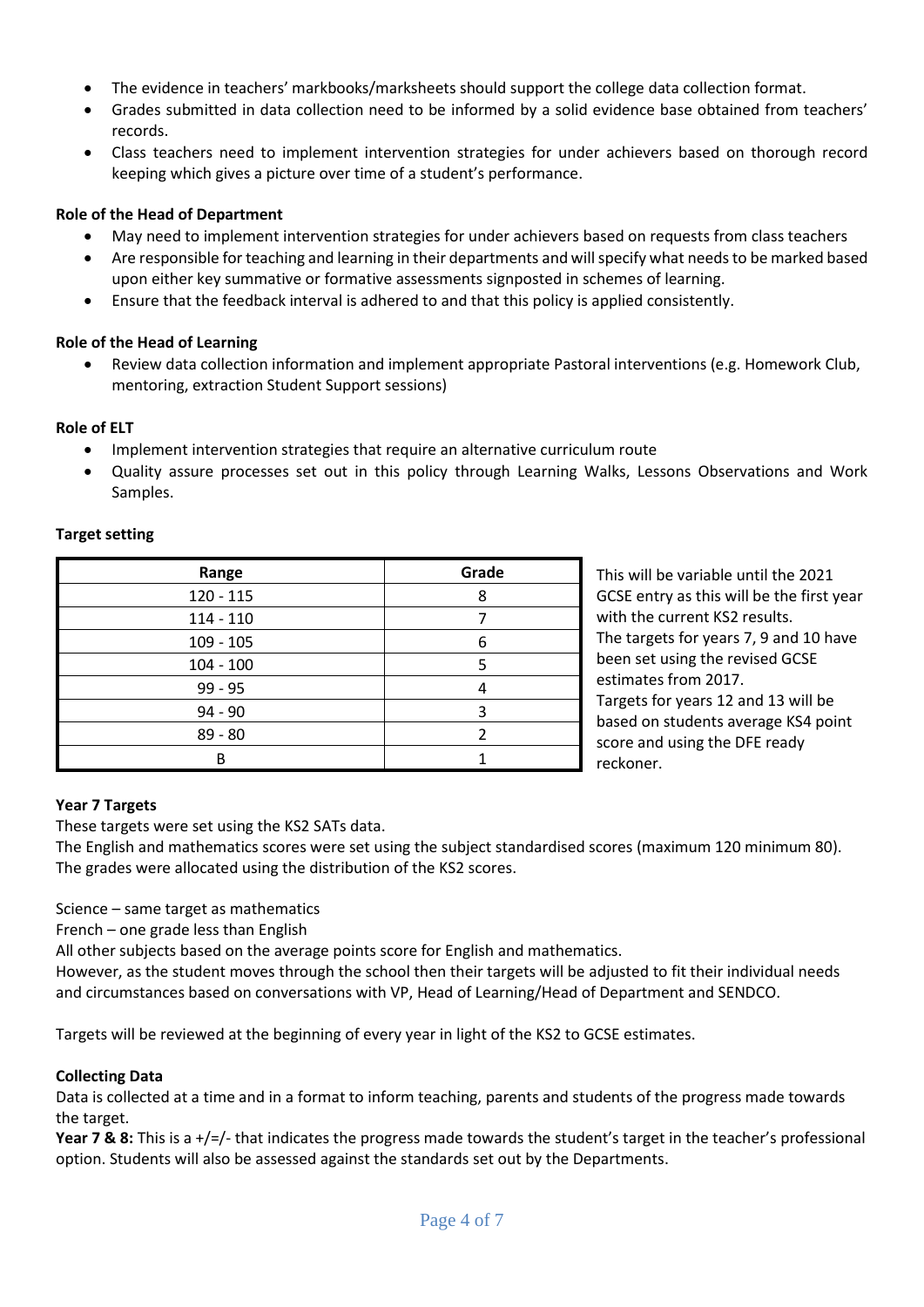- The evidence in teachers' markbooks/marksheets should support the college data collection format.
- Grades submitted in data collection need to be informed by a solid evidence base obtained from teachers' records.
- Class teachers need to implement intervention strategies for under achievers based on thorough record keeping which gives a picture over time of a student's performance.

**Role of the Head of Department**

- May need to implement intervention strategies for under achievers based on requests from class teachers
- Are responsible for teaching and learning in their departments and will specify what needs to be marked based upon either key summative or formative assessments signposted in schemes of learning.
- Ensure that the feedback interval is adhered to and that this policy is applied consistently.

**Role of the Head of Learning**

- Review data collection information and implement appropriate Pastoral interventions (e.g. Homework Club, mentoring, extraction Student Support sessions)

**Role of ELT**

- Implement intervention strategies that require an alternative curriculum route
- Quality assure processes set out in this policy through Learning Walks, Lessons Observations and Work Samples.

**Target setting**

| Range | Grade |
|---|---|
| 120 - 115 | 8 |
| 114 - 110 | 7 |
| 109 - 105 | 6 |
| 104 - 100 | 5 |
| 99 - 95 | 4 |
| 94 - 90 | 3 |
| 89 - 80 | 2 |
| B | 1 |

This will be variable until the 2021 GCSE entry as this will be the first year with the current KS2 results.
The targets for years 7, 9 and 10 have been set using the revised GCSE estimates from 2017.
Targets for years 12 and 13 will be based on students average KS4 point score and using the DFE ready reckoner.

**Year 7 Targets**

These targets were set using the KS2 SATs data.
The English and mathematics scores were set using the subject standardised scores (maximum 120 minimum 80).
The grades were allocated using the distribution of the KS2 scores.

Science – same target as mathematics
French – one grade less than English
All other subjects based on the average points score for English and mathematics.
However, as the student moves through the school then their targets will be adjusted to fit their individual needs and circumstances based on conversations with VP, Head of Learning/Head of Department and SENDCO.

Targets will be reviewed at the beginning of every year in light of the KS2 to GCSE estimates.

**Collecting Data**

Data is collected at a time and in a format to inform teaching, parents and students of the progress made towards the target.
**Year 7 & 8:** This is a +/=/- that indicates the progress made towards the student's target in the teacher's professional option. Students will also be assessed against the standards set out by the Departments.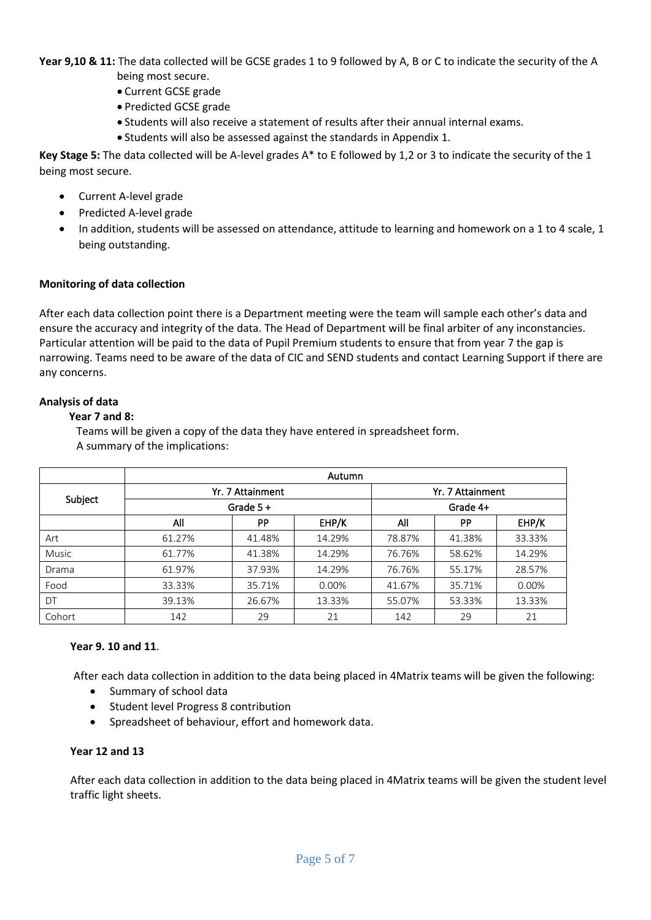**Year 9,10 & 11:** The data collected will be GCSE grades 1 to 9 followed by A, B or C to indicate the security of the A being most secure.

- Current GCSE grade
- Predicted GCSE grade
- Students will also receive a statement of results after their annual internal exams.
- Students will also be assessed against the standards in Appendix 1.

**Key Stage 5:** The data collected will be A-level grades A* to E followed by 1,2 or 3 to indicate the security of the 1 being most secure.

- Current A-level grade
- Predicted A-level grade
- In addition, students will be assessed on attendance, attitude to learning and homework on a 1 to 4 scale, 1 being outstanding.

**Monitoring of data collection**

After each data collection point there is a Department meeting were the team will sample each other's data and ensure the accuracy and integrity of the data. The Head of Department will be final arbiter of any inconstancies. Particular attention will be paid to the data of Pupil Premium students to ensure that from year 7 the gap is narrowing. Teams need to be aware of the data of CIC and SEND students and contact Learning Support if there are any concerns.

**Analysis of data**

**Year 7 and 8:**

Teams will be given a copy of the data they have entered in spreadsheet form.
A summary of the implications:

| | Autumn | | | | | |
|---|---|---|---|---|---|---|
| Subject | Yr. 7 Attainment | | | Yr. 7 Attainment | | |
| | Grade 5 + | | | Grade 4+ | | |
| | All | PP | EHP/K | All | PP | EHP/K |
| Art | 61.27% | 41.48% | 14.29% | 78.87% | 41.38% | 33.33% |
| Music | 61.77% | 41.38% | 14.29% | 76.76% | 58.62% | 14.29% |
| Drama | 61.97% | 37.93% | 14.29% | 76.76% | 55.17% | 28.57% |
| Food | 33.33% | 35.71% | 0.00% | 41.67% | 35.71% | 0.00% |
| DT | 39.13% | 26.67% | 13.33% | 55.07% | 53.33% | 13.33% |
| Cohort | 142 | 29 | 21 | 142 | 29 | 21 |

**Year 9. 10 and 11**.

After each data collection in addition to the data being placed in 4Matrix teams will be given the following:

- Summary of school data
- Student level Progress 8 contribution
- Spreadsheet of behaviour, effort and homework data.

**Year 12 and 13**

After each data collection in addition to the data being placed in 4Matrix teams will be given the student level traffic light sheets.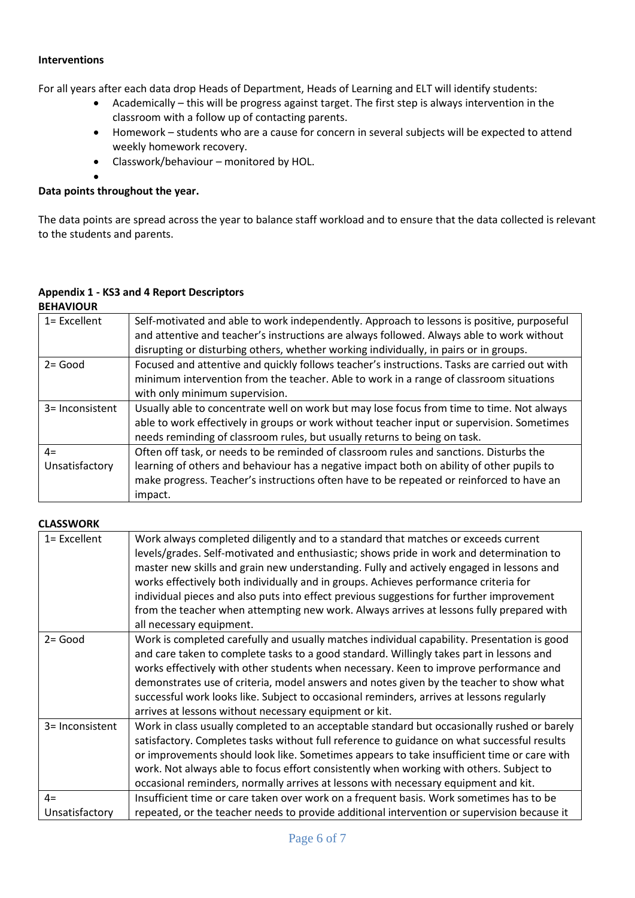**Interventions**

For all years after each data drop Heads of Department, Heads of Learning and ELT will identify students:

- Academically – this will be progress against target. The first step is always intervention in the classroom with a follow up of contacting parents.
- Homework – students who are a cause for concern in several subjects will be expected to attend weekly homework recovery.
- Classwork/behaviour – monitored by HOL.

**Data points throughout the year.**

The data points are spread across the year to balance staff workload and to ensure that the data collected is relevant to the students and parents.

**Appendix 1 - KS3 and 4 Report Descriptors**

**BEHAVIOUR**

| | |
|---|---|
| 1= Excellent | Self-motivated and able to work independently. Approach to lessons is positive, purposeful and attentive and teacher's instructions are always followed. Always able to work without disrupting or disturbing others, whether working individually, in pairs or in groups. |
| 2= Good | Focused and attentive and quickly follows teacher's instructions. Tasks are carried out with minimum intervention from the teacher. Able to work in a range of classroom situations with only minimum supervision. |
| 3= Inconsistent | Usually able to concentrate well on work but may lose focus from time to time. Not always able to work effectively in groups or work without teacher input or supervision. Sometimes needs reminding of classroom rules, but usually returns to being on task. |
| 4= Unsatisfactory | Often off task, or needs to be reminded of classroom rules and sanctions. Disturbs the learning of others and behaviour has a negative impact both on ability of other pupils to make progress. Teacher's instructions often have to be repeated or reinforced to have an impact. |

**CLASSWORK**

| | |
|---|---|
| 1= Excellent | Work always completed diligently and to a standard that matches or exceeds current levels/grades. Self-motivated and enthusiastic; shows pride in work and determination to master new skills and grain new understanding. Fully and actively engaged in lessons and works effectively both individually and in groups. Achieves performance criteria for individual pieces and also puts into effect previous suggestions for further improvement from the teacher when attempting new work. Always arrives at lessons fully prepared with all necessary equipment. |
| 2= Good | Work is completed carefully and usually matches individual capability. Presentation is good and care taken to complete tasks to a good standard. Willingly takes part in lessons and works effectively with other students when necessary. Keen to improve performance and demonstrates use of criteria, model answers and notes given by the teacher to show what successful work looks like. Subject to occasional reminders, arrives at lessons regularly arrives at lessons without necessary equipment or kit. |
| 3= Inconsistent | Work in class usually completed to an acceptable standard but occasionally rushed or barely satisfactory. Completes tasks without full reference to guidance on what successful results or improvements should look like. Sometimes appears to take insufficient time or care with work. Not always able to focus effort consistently when working with others. Subject to occasional reminders, normally arrives at lessons with necessary equipment and kit. |
| 4= Unsatisfactory | Insufficient time or care taken over work on a frequent basis. Work sometimes has to be repeated, or the teacher needs to provide additional intervention or supervision because it |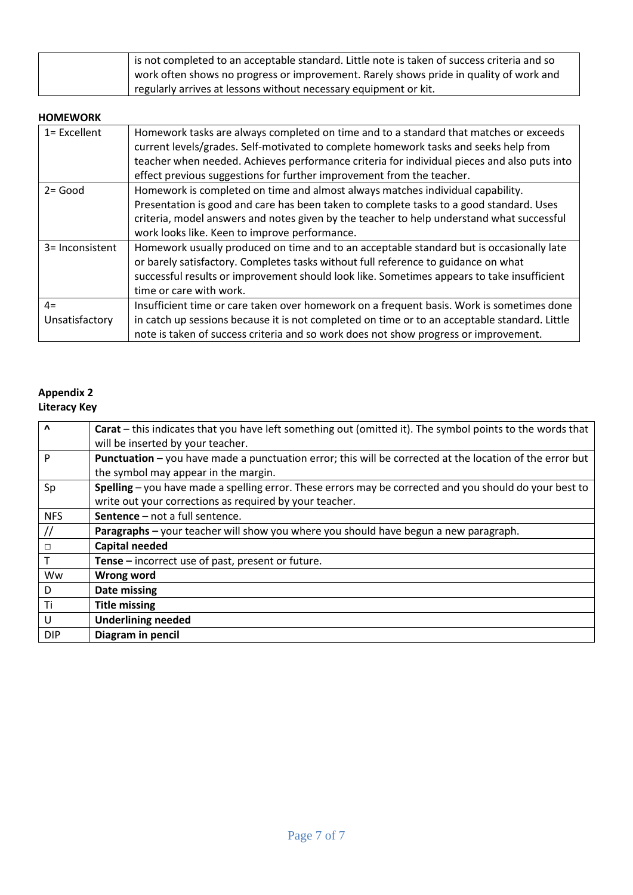| | |
|---|---|
| | is not completed to an acceptable standard. Little note is taken of success criteria and so work often shows no progress or improvement. Rarely shows pride in quality of work and regularly arrives at lessons without necessary equipment or kit. |

**HOMEWORK**

| | |
|---|---|
| 1= Excellent | Homework tasks are always completed on time and to a standard that matches or exceeds current levels/grades. Self-motivated to complete homework tasks and seeks help from teacher when needed. Achieves performance criteria for individual pieces and also puts into effect previous suggestions for further improvement from the teacher. |
| 2= Good | Homework is completed on time and almost always matches individual capability. Presentation is good and care has been taken to complete tasks to a good standard. Uses criteria, model answers and notes given by the teacher to help understand what successful work looks like. Keen to improve performance. |
| 3= Inconsistent | Homework usually produced on time and to an acceptable standard but is occasionally late or barely satisfactory. Completes tasks without full reference to guidance on what successful results or improvement should look like. Sometimes appears to take insufficient time or care with work. |
| 4= Unsatisfactory | Insufficient time or care taken over homework on a frequent basis. Work is sometimes done in catch up sessions because it is not completed on time or to an acceptable standard. Little note is taken of success criteria and so work does not show progress or improvement. |

**Appendix 2**
**Literacy Key**

| | |
|---|---|
| ^ | **Carat** – this indicates that you have left something out (omitted it). The symbol points to the words that will be inserted by your teacher. |
| P | **Punctuation** – you have made a punctuation error; this will be corrected at the location of the error but the symbol may appear in the margin. |
| Sp | **Spelling** – you have made a spelling error. These errors may be corrected and you should do your best to write out your corrections as required by your teacher. |
| NFS | **Sentence** – not a full sentence. |
| // | **Paragraphs –** your teacher will show you where you should have begun a new paragraph. |
| □ | **Capital needed** |
| T | **Tense –** incorrect use of past, present or future. |
| Ww | **Wrong word** |
| D | **Date missing** |
| Ti | **Title missing** |
| U | **Underlining needed** |
| DIP | **Diagram in pencil** |